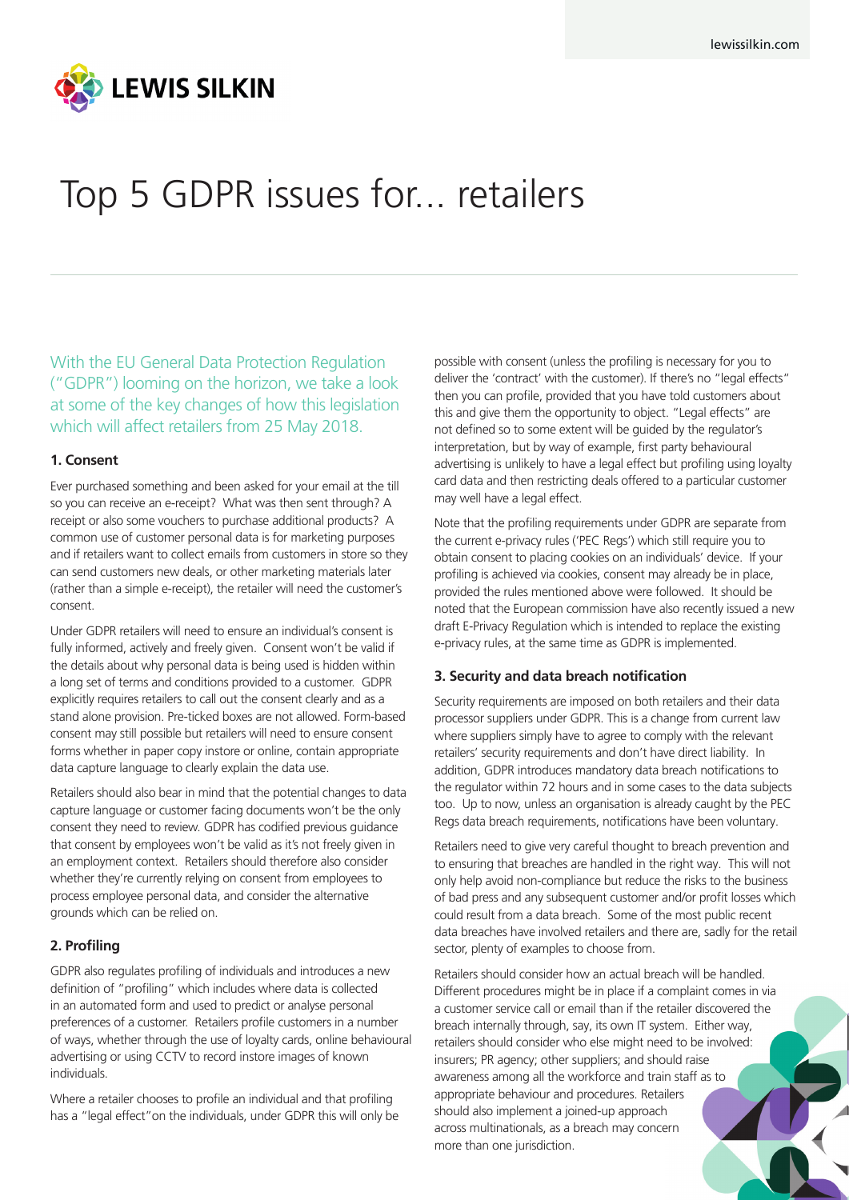# Top 5 GDPR issues for... retailers

With the EU General Data Protection Regulation ("GDPR") looming on the horizon, we take a look at some of the key changes of how this legislation which will affect retailers from 25 May 2018.

### 1. Consent

Ever purchased something and been asked for your email at the till so you can receive an e-receipt? What was then sent through? A receipt or also some vouchers to purchase additional products? A common use of customer personal data is for marketing purposes and if retailers want to collect emails from customers in store so they can send customers new deals, or other marketing materials later (rather than a simple e-receipt), the retailer will need the customer's consent.

Under GDPR retailers will need to ensure an individual's consent is fully informed, actively and freely given. Consent won't be valid if the details about why personal data is being used is hidden within a long set of terms and conditions provided to a customer. GDPR explicitly requires retailers to call out the consent clearly and as a stand alone provision. Pre-ticked boxes are not allowed. Form-based consent may still possible but retailers will need to ensure consent forms whether in paper copy instore or online, contain appropriate data capture language to clearly explain the data use.

Retailers should also bear in mind that the potential changes to data capture language or customer facing documents won't be the only consent they need to review. GDPR has codified previous guidance that consent by employees won't be valid as it's not freely given in an employment context. Retailers should therefore also consider whether they're currently relying on consent from employees to process employee personal data, and consider the alternative grounds which can be relied on.

### 2. Profiling

GDPR also regulates profiling of individuals and introduces a new definition of "profiling" which includes where data is collected in an automated form and used to predict or analyse personal preferences of a customer. Retailers profile customers in a number of ways, whether through the use of loyalty cards, online behavioural advertising or using CCTV to record instore images of known individuals.

Where a retailer chooses to profile an individual and that profiling has a "legal effect" on the individuals, under GDPR this will only be possible with consent (unless the profiling is necessary for you to deliver the 'contract' with the customer). If there's no "legal effects" then you can profile, provided that you have told customers about this and give them the opportunity to object. "Legal effects" are not defined so to some extent will be guided by the regulator's interpretation, but by way of example, first party behavioural advertising is unlikely to have a legal effect but profiling using loyalty card data and then restricting deals offered to a particular customer may well have a legal effect.

Note that the profiling requirements under GDPR are separate from the current e-privacy rules ('PEC Regs') which still require you to obtain consent to placing cookies on an individuals' device. If your profiling is achieved via cookies, consent may already be in place, provided the rules mentioned above were followed. It should be noted that the European commission have also recently issued a new draft E-Privacy Regulation which is intended to replace the existing e-privacy rules, at the same time as GDPR is implemented.

### 3. Security and data breach notification

Security requirements are imposed on both retailers and their data processor suppliers under GDPR. This is a change from current law where suppliers simply have to agree to comply with the relevant retailers' security requirements and don't have direct liability. In addition, GDPR introduces mandatory data breach notifications to the regulator within 72 hours and in some cases to the data subjects too. Up to now, unless an organisation is already caught by the PEC Regs data breach requirements, notifications have been voluntary.

Retailers need to give very careful thought to breach prevention and to ensuring that breaches are handled in the right way. This will not only help avoid non-compliance but reduce the risks to the business of bad press and any subsequent customer and/or profit losses which could result from a data breach. Some of the most public recent data breaches have involved retailers and there are, sadly for the retail sector, plenty of examples to choose from.

Retailers should consider how an actual breach will be handled. Different procedures might be in place if a complaint comes in via a customer service call or email than if the retailer discovered the breach internally through, say, its own IT system. Either way, retailers should consider who else might need to be involved: insurers; PR agency; other suppliers; and should raise awareness among all the workforce and train staff as to appropriate behaviour and procedures. Retailers should also implement a joined-up approach across multinationals, as a breach may concern more than one jurisdiction.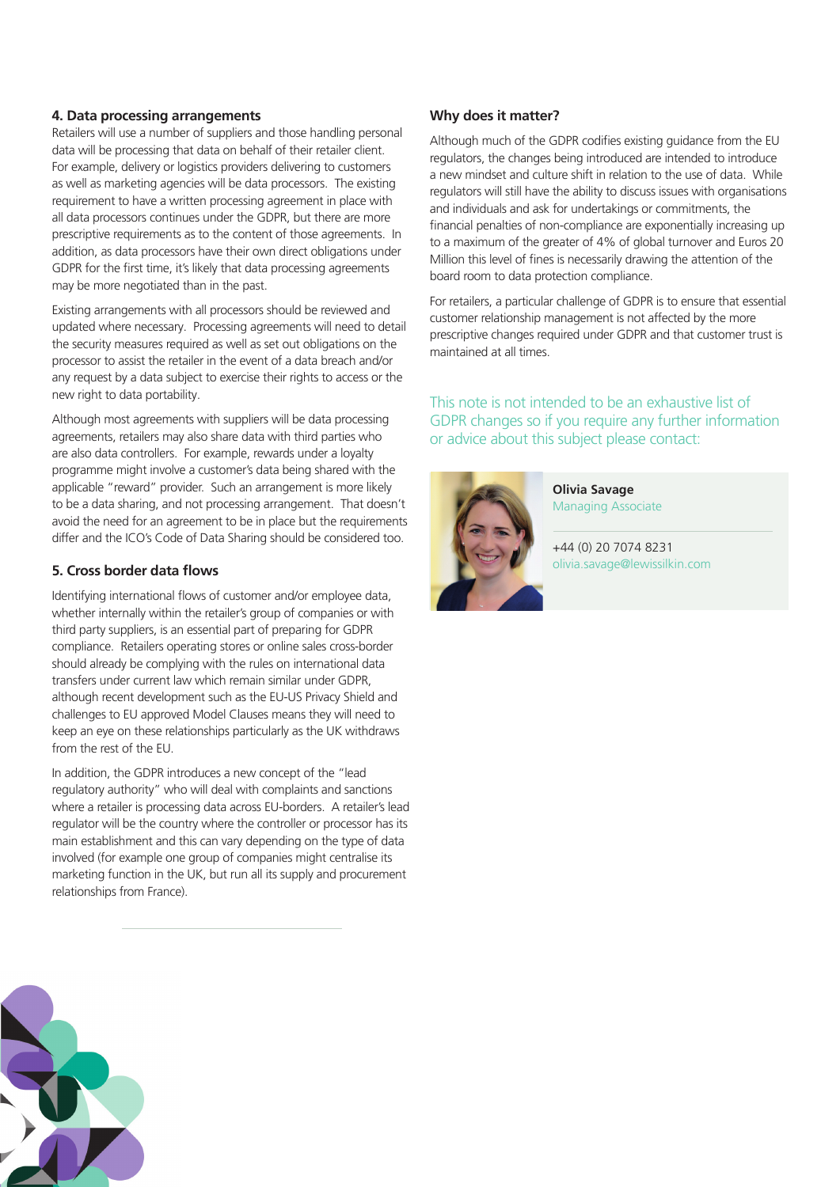### 4. Data processing arrangements

Retailers will use a number of suppliers and those handling personal data will be processing that data on behalf of their retailer client. For example, delivery or logistics providers delivering to customers as well as marketing agencies will be data processors. The existing requirement to have a written processing agreement in place with all data processors continues under the GDPR, but there are more prescriptive requirements as to the content of those agreements. In addition, as data processors have their own direct obligations under GDPR for the first time, it's likely that data processing agreements may be more negotiated than in the past.

Existing arrangements with all processors should be reviewed and updated where necessary. Processing agreements will need to detail the security measures required as well as set out obligations on the processor to assist the retailer in the event of a data breach and/or any request by a data subject to exercise their rights to access or the new right to data portability.

Although most agreements with suppliers will be data processing agreements, retailers may also share data with third parties who are also data controllers. For example, rewards under a loyalty programme might involve a customer's data being shared with the applicable "reward" provider. Such an arrangement is more likely to be a data sharing, and not processing arrangement. That doesn't avoid the need for an agreement to be in place but the requirements differ and the ICO's Code of Data Sharing should be considered too.

### 5. Cross border data flows

Identifying international flows of customer and/or employee data, whether internally within the retailer's group of companies or with third party suppliers, is an essential part of preparing for GDPR compliance. Retailers operating stores or online sales cross-border should already be complying with the rules on international data transfers under current law which remain similar under GDPR, although recent development such as the EU-US Privacy Shield and challenges to EU approved Model Clauses means they will need to keep an eye on these relationships particularly as the UK withdraws from the rest of the EU.

In addition, the GDPR introduces a new concept of the "lead regulatory authority" who will deal with complaints and sanctions where a retailer is processing data across EU-borders. A retailer's lead regulator will be the country where the controller or processor has its main establishment and this can vary depending on the type of data involved (for example one group of companies might centralise its marketing function in the UK, but run all its supply and procurement relationships from France).

### Why does it matter?

Although much of the GDPR codifies existing guidance from the EU regulators, the changes being introduced are intended to introduce a new mindset and culture shift in relation to the use of data. While regulators will still have the ability to discuss issues with organisations and individuals and ask for undertakings or commitments, the financial penalties of non-compliance are exponentially increasing up to a maximum of the greater of 4% of global turnover and Euros 20 Million this level of fines is necessarily drawing the attention of the board room to data protection compliance.

For retailers, a particular challenge of GDPR is to ensure that essential customer relationship management is not affected by the more prescriptive changes required under GDPR and that customer trust is maintained at all times.

This note is not intended to be an exhaustive list of GDPR changes so if you require any further information or advice about this subject please contact:

**Olivia Savage**
Managing Associate

+44 (0) 20 7074 8231
olivia.savage@lewissilkin.com